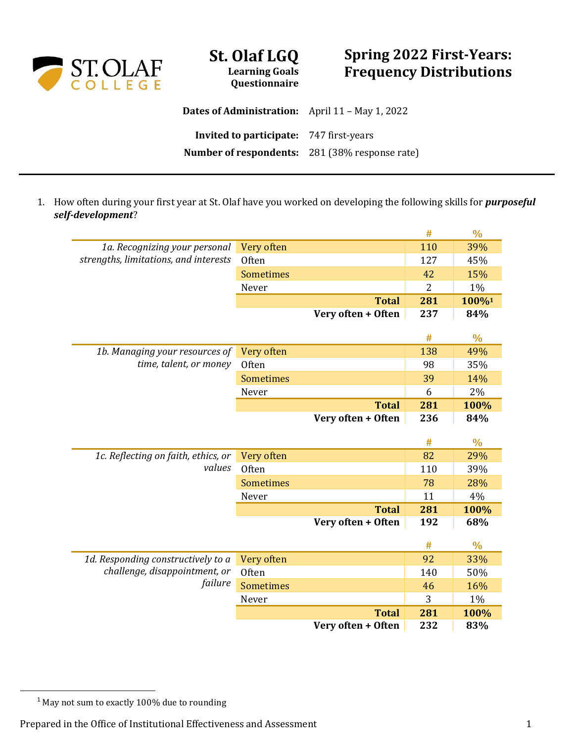# St. Olaf LGQ

**Learning Goals Questionnaire**

# Spring 2022 First-Years: Frequency Distributions

**Dates of Administration:** April 11 – May 1, 2022

**Invited to participate:** 747 first-years

**Number of respondents:** 281 (38% response rate)

---

1. How often during your first year at St. Olaf have you worked on developing the following skills for ***purposeful self-development***?

| | | # | % |
|---|---|---|---|
| *1a. Recognizing your personal strengths, limitations, and interests* | Very often | 110 | 39% |
| | Often | 127 | 45% |
| | Sometimes | 42 | 15% |
| | Never | 2 | 1% |
| | **Total** | **281** | **100%[1]** |
| | **Very often + Often** | **237** | **84%** |

| | | # | % |
|---|---|---|---|
| *1b. Managing your resources of time, talent, or money* | Very often | 138 | 49% |
| | Often | 98 | 35% |
| | Sometimes | 39 | 14% |
| | Never | 6 | 2% |
| | **Total** | **281** | **100%** |
| | **Very often + Often** | **236** | **84%** |

| | | # | % |
|---|---|---|---|
| *1c. Reflecting on faith, ethics, or values* | Very often | 82 | 29% |
| | Often | 110 | 39% |
| | Sometimes | 78 | 28% |
| | Never | 11 | 4% |
| | **Total** | **281** | **100%** |
| | **Very often + Often** | **192** | **68%** |

| | | # | % |
|---|---|---|---|
| *1d. Responding constructively to a challenge, disappointment, or failure* | Very often | 92 | 33% |
| | Often | 140 | 50% |
| | Sometimes | 46 | 16% |
| | Never | 3 | 1% |
| | **Total** | **281** | **100%** |
| | **Very often + Often** | **232** | **83%** |

[1] May not sum to exactly 100% due to rounding

Prepared in the Office of Institutional Effectiveness and Assessment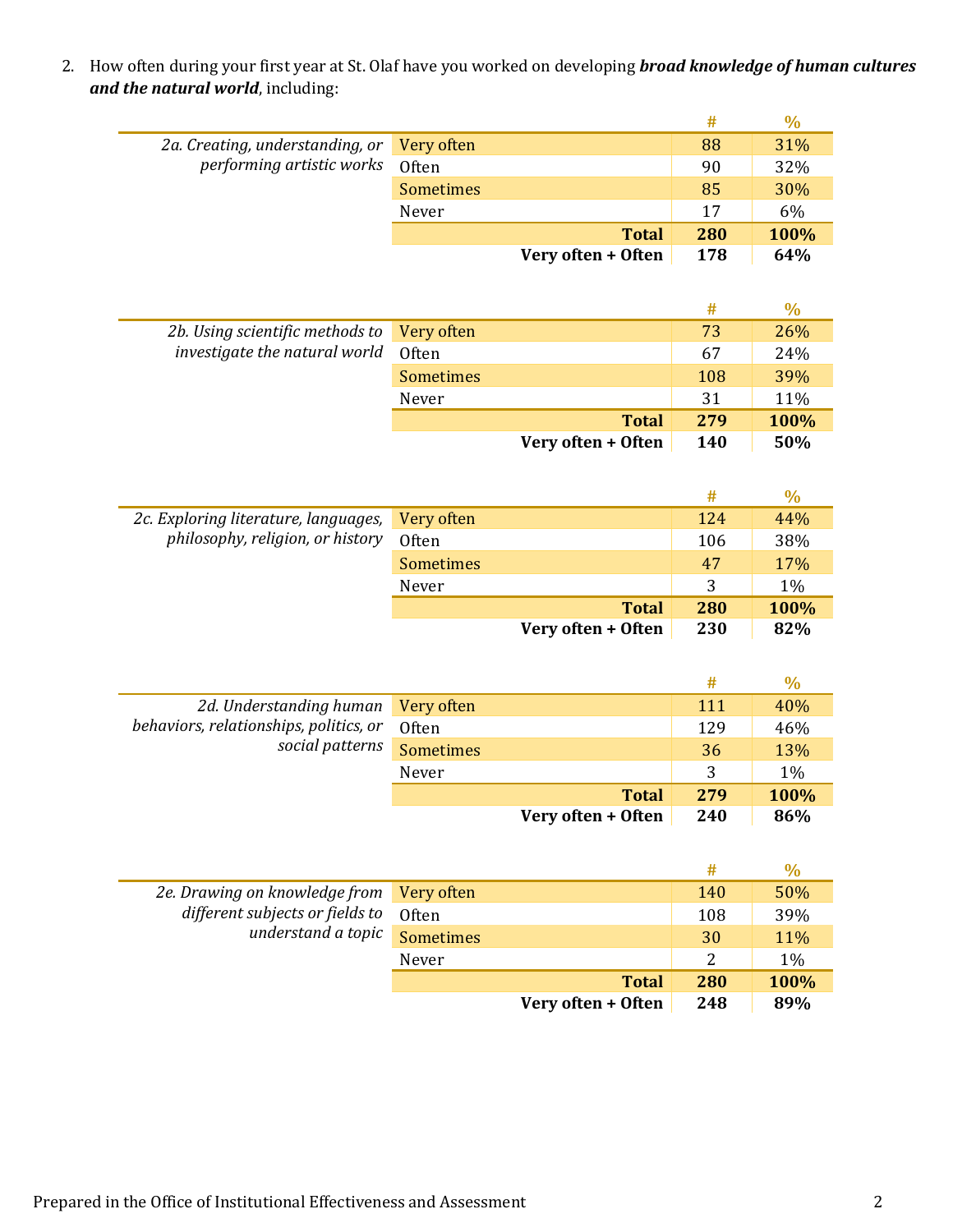2. How often during your first year at St. Olaf have you worked on developing ***broad knowledge of human cultures and the natural world***, including:

| | | # | % |
|---|---|---|---|
| *2a. Creating, understanding, or performing artistic works* | Very often | 88 | 31% |
| | Often | 90 | 32% |
| | Sometimes | 85 | 30% |
| | Never | 17 | 6% |
| | **Total** | **280** | **100%** |
| | **Very often + Often** | **178** | **64%** |

| | | # | % |
|---|---|---|---|
| *2b. Using scientific methods to investigate the natural world* | Very often | 73 | 26% |
| | Often | 67 | 24% |
| | Sometimes | 108 | 39% |
| | Never | 31 | 11% |
| | **Total** | **279** | **100%** |
| | **Very often + Often** | **140** | **50%** |

| | | # | % |
|---|---|---|---|
| *2c. Exploring literature, languages, philosophy, religion, or history* | Very often | 124 | 44% |
| | Often | 106 | 38% |
| | Sometimes | 47 | 17% |
| | Never | 3 | 1% |
| | **Total** | **280** | **100%** |
| | **Very often + Often** | **230** | **82%** |

| | | # | % |
|---|---|---|---|
| *2d. Understanding human behaviors, relationships, politics, or social patterns* | Very often | 111 | 40% |
| | Often | 129 | 46% |
| | Sometimes | 36 | 13% |
| | Never | 3 | 1% |
| | **Total** | **279** | **100%** |
| | **Very often + Often** | **240** | **86%** |

| | | # | % |
|---|---|---|---|
| *2e. Drawing on knowledge from different subjects or fields to understand a topic* | Very often | 140 | 50% |
| | Often | 108 | 39% |
| | Sometimes | 30 | 11% |
| | Never | 2 | 1% |
| | **Total** | **280** | **100%** |
| | **Very often + Often** | **248** | **89%** |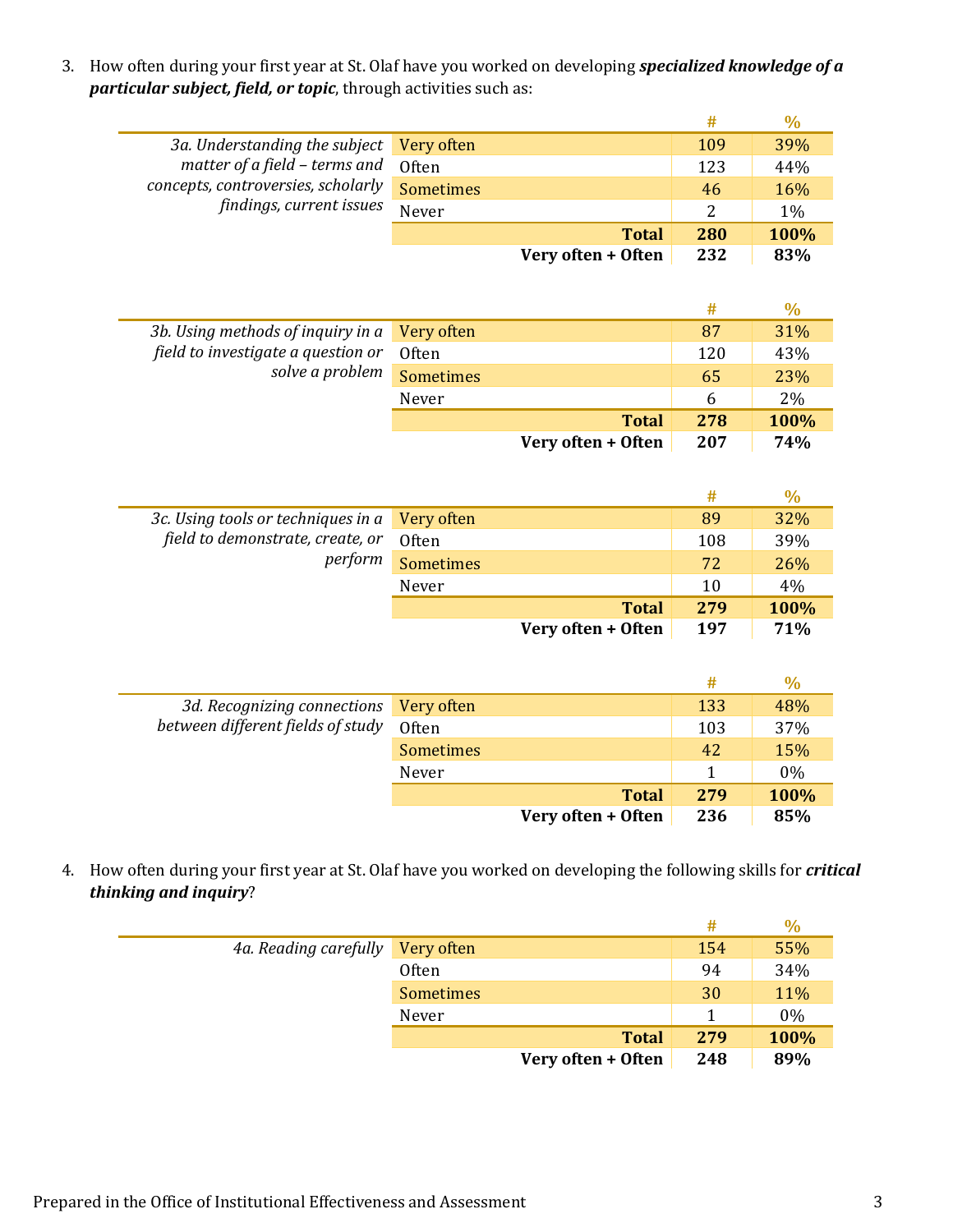3. How often during your first year at St. Olaf have you worked on developing ***specialized knowledge of a particular subject, field, or topic***, through activities such as:

| | | # | % |
|---|---|---|---|
| *3a. Understanding the subject matter of a field – terms and concepts, controversies, scholarly findings, current issues* | Very often | 109 | 39% |
| | Often | 123 | 44% |
| | Sometimes | 46 | 16% |
| | Never | 2 | 1% |
| | **Total** | **280** | **100%** |
| | **Very often + Often** | **232** | **83%** |

| | | # | % |
|---|---|---|---|
| *3b. Using methods of inquiry in a field to investigate a question or solve a problem* | Very often | 87 | 31% |
| | Often | 120 | 43% |
| | Sometimes | 65 | 23% |
| | Never | 6 | 2% |
| | **Total** | **278** | **100%** |
| | **Very often + Often** | **207** | **74%** |

| | | # | % |
|---|---|---|---|
| *3c. Using tools or techniques in a field to demonstrate, create, or perform* | Very often | 89 | 32% |
| | Often | 108 | 39% |
| | Sometimes | 72 | 26% |
| | Never | 10 | 4% |
| | **Total** | **279** | **100%** |
| | **Very often + Often** | **197** | **71%** |

| | | # | % |
|---|---|---|---|
| *3d. Recognizing connections between different fields of study* | Very often | 133 | 48% |
| | Often | 103 | 37% |
| | Sometimes | 42 | 15% |
| | Never | 1 | 0% |
| | **Total** | **279** | **100%** |
| | **Very often + Often** | **236** | **85%** |

4. How often during your first year at St. Olaf have you worked on developing the following skills for ***critical thinking and inquiry***?

| | | # | % |
|---|---|---|---|
| *4a. Reading carefully* | Very often | 154 | 55% |
| | Often | 94 | 34% |
| | Sometimes | 30 | 11% |
| | Never | 1 | 0% |
| | **Total** | **279** | **100%** |
| | **Very often + Often** | **248** | **89%** |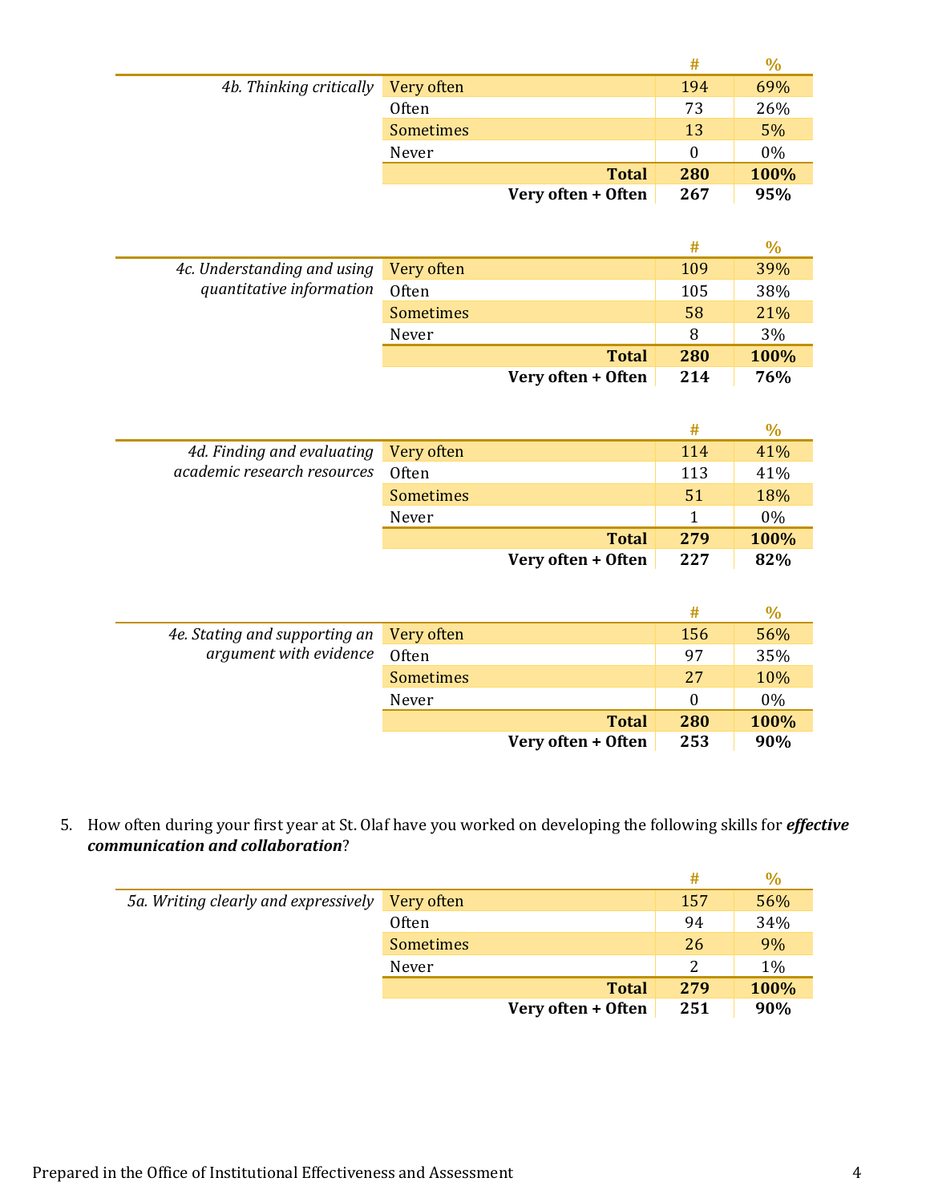| | | # | % |
|---|---|---|---|
| *4b. Thinking critically* | Very often | 194 | 69% |
| | Often | 73 | 26% |
| | Sometimes | 13 | 5% |
| | Never | 0 | 0% |
| | **Total** | **280** | **100%** |
| | **Very often + Often** | **267** | **95%** |

| | | # | % |
|---|---|---|---|
| *4c. Understanding and using quantitative information* | Very often | 109 | 39% |
| | Often | 105 | 38% |
| | Sometimes | 58 | 21% |
| | Never | 8 | 3% |
| | **Total** | **280** | **100%** |
| | **Very often + Often** | **214** | **76%** |

| | | # | % |
|---|---|---|---|
| *4d. Finding and evaluating academic research resources* | Very often | 114 | 41% |
| | Often | 113 | 41% |
| | Sometimes | 51 | 18% |
| | Never | 1 | 0% |
| | **Total** | **279** | **100%** |
| | **Very often + Often** | **227** | **82%** |

| | | # | % |
|---|---|---|---|
| *4e. Stating and supporting an argument with evidence* | Very often | 156 | 56% |
| | Often | 97 | 35% |
| | Sometimes | 27 | 10% |
| | Never | 0 | 0% |
| | **Total** | **280** | **100%** |
| | **Very often + Often** | **253** | **90%** |

5. How often during your first year at St. Olaf have you worked on developing the following skills for ***effective communication and collaboration***?

| | | # | % |
|---|---|---|---|
| *5a. Writing clearly and expressively* | Very often | 157 | 56% |
| | Often | 94 | 34% |
| | Sometimes | 26 | 9% |
| | Never | 2 | 1% |
| | **Total** | **279** | **100%** |
| | **Very often + Often** | **251** | **90%** |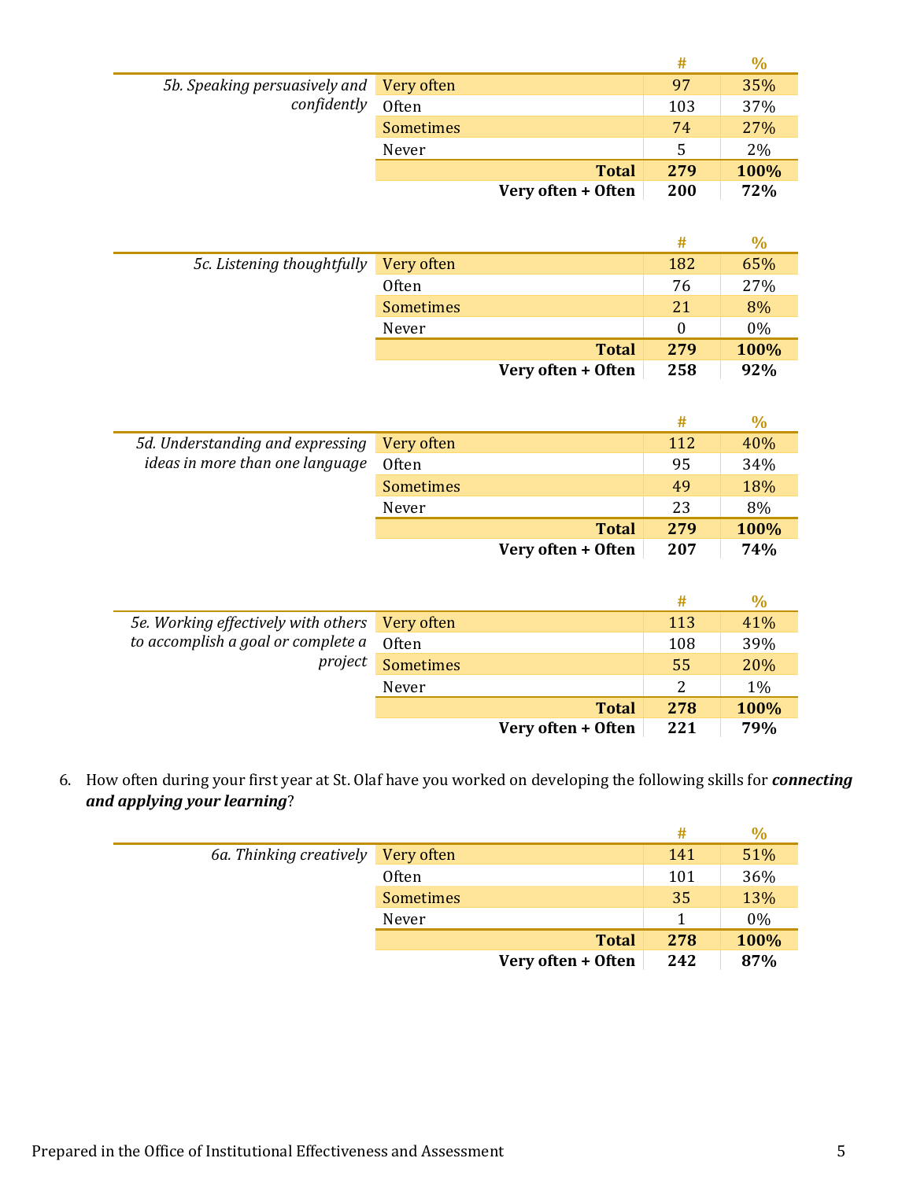| | | # | % |
|---|---|---|---|
| *5b. Speaking persuasively and confidently* | Very often | 97 | 35% |
| | Often | 103 | 37% |
| | Sometimes | 74 | 27% |
| | Never | 5 | 2% |
| | **Total** | **279** | **100%** |
| | **Very often + Often** | **200** | **72%** |

| | | # | % |
|---|---|---|---|
| *5c. Listening thoughtfully* | Very often | 182 | 65% |
| | Often | 76 | 27% |
| | Sometimes | 21 | 8% |
| | Never | 0 | 0% |
| | **Total** | **279** | **100%** |
| | **Very often + Often** | **258** | **92%** |

| | | # | % |
|---|---|---|---|
| *5d. Understanding and expressing ideas in more than one language* | Very often | 112 | 40% |
| | Often | 95 | 34% |
| | Sometimes | 49 | 18% |
| | Never | 23 | 8% |
| | **Total** | **279** | **100%** |
| | **Very often + Often** | **207** | **74%** |

| | | # | % |
|---|---|---|---|
| *5e. Working effectively with others to accomplish a goal or complete a project* | Very often | 113 | 41% |
| | Often | 108 | 39% |
| | Sometimes | 55 | 20% |
| | Never | 2 | 1% |
| | **Total** | **278** | **100%** |
| | **Very often + Often** | **221** | **79%** |

6. How often during your first year at St. Olaf have you worked on developing the following skills for ***connecting and applying your learning***?

| | | # | % |
|---|---|---|---|
| *6a. Thinking creatively* | Very often | 141 | 51% |
| | Often | 101 | 36% |
| | Sometimes | 35 | 13% |
| | Never | 1 | 0% |
| | **Total** | **278** | **100%** |
| | **Very often + Often** | **242** | **87%** |

Prepared in the Office of Institutional Effectiveness and Assessment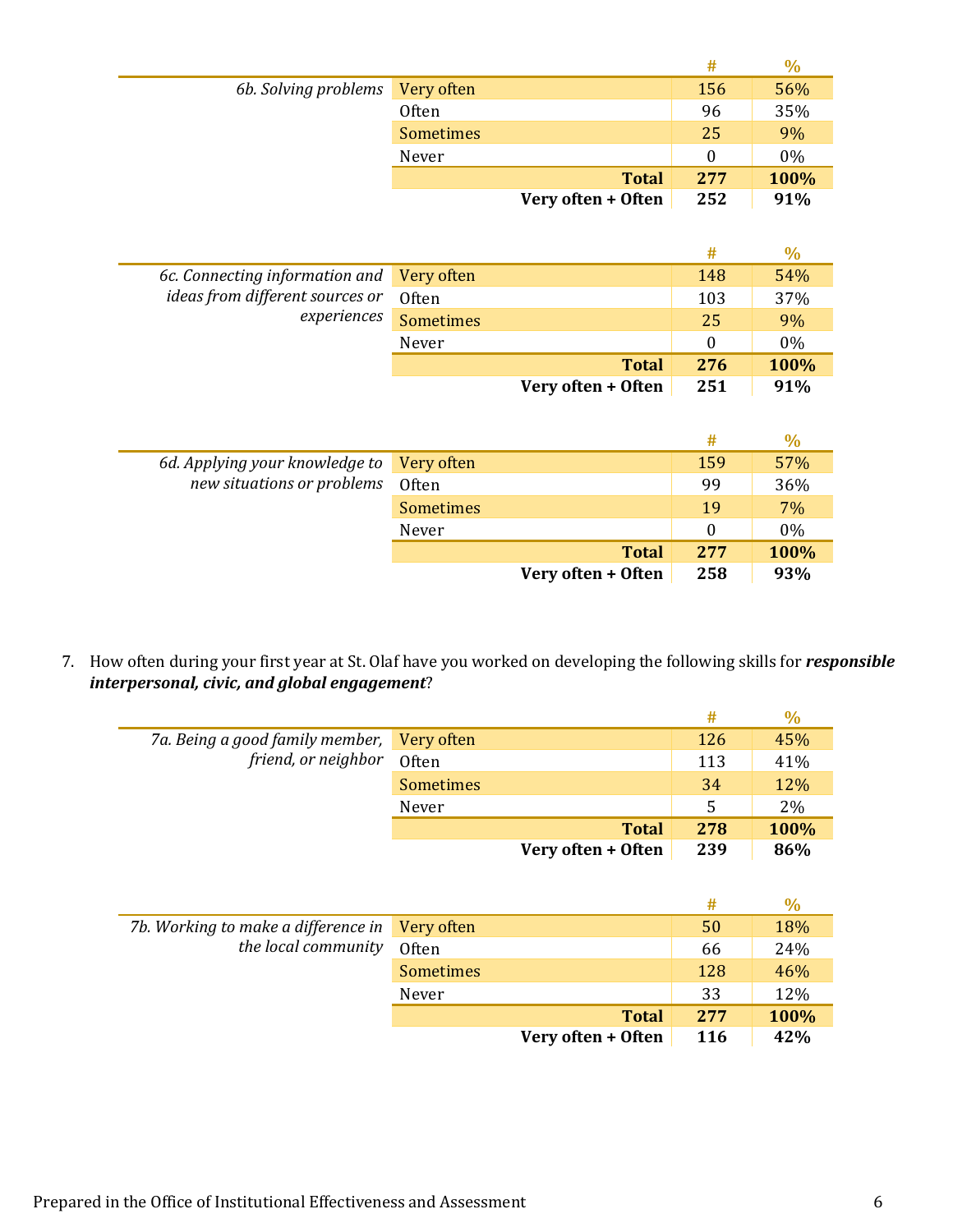| 6b. Solving problems | | # | % |
|---|---|---|---|
| | Very often | 156 | 56% |
| | Often | 96 | 35% |
| | Sometimes | 25 | 9% |
| | Never | 0 | 0% |
| | **Total** | **277** | **100%** |
| | **Very often + Often** | **252** | **91%** |

| 6c. Connecting information and ideas from different sources or experiences | | # | % |
|---|---|---|---|
| | Very often | 148 | 54% |
| | Often | 103 | 37% |
| | Sometimes | 25 | 9% |
| | Never | 0 | 0% |
| | **Total** | **276** | **100%** |
| | **Very often + Often** | **251** | **91%** |

| 6d. Applying your knowledge to new situations or problems | | # | % |
|---|---|---|---|
| | Very often | 159 | 57% |
| | Often | 99 | 36% |
| | Sometimes | 19 | 7% |
| | Never | 0 | 0% |
| | **Total** | **277** | **100%** |
| | **Very often + Often** | **258** | **93%** |

7. How often during your first year at St. Olaf have you worked on developing the following skills for ***responsible interpersonal, civic, and global engagement***?

| 7a. Being a good family member, friend, or neighbor | | # | % |
|---|---|---|---|
| | Very often | 126 | 45% |
| | Often | 113 | 41% |
| | Sometimes | 34 | 12% |
| | Never | 5 | 2% |
| | **Total** | **278** | **100%** |
| | **Very often + Often** | **239** | **86%** |

| 7b. Working to make a difference in the local community | | # | % |
|---|---|---|---|
| | Very often | 50 | 18% |
| | Often | 66 | 24% |
| | Sometimes | 128 | 46% |
| | Never | 33 | 12% |
| | **Total** | **277** | **100%** |
| | **Very often + Often** | **116** | **42%** |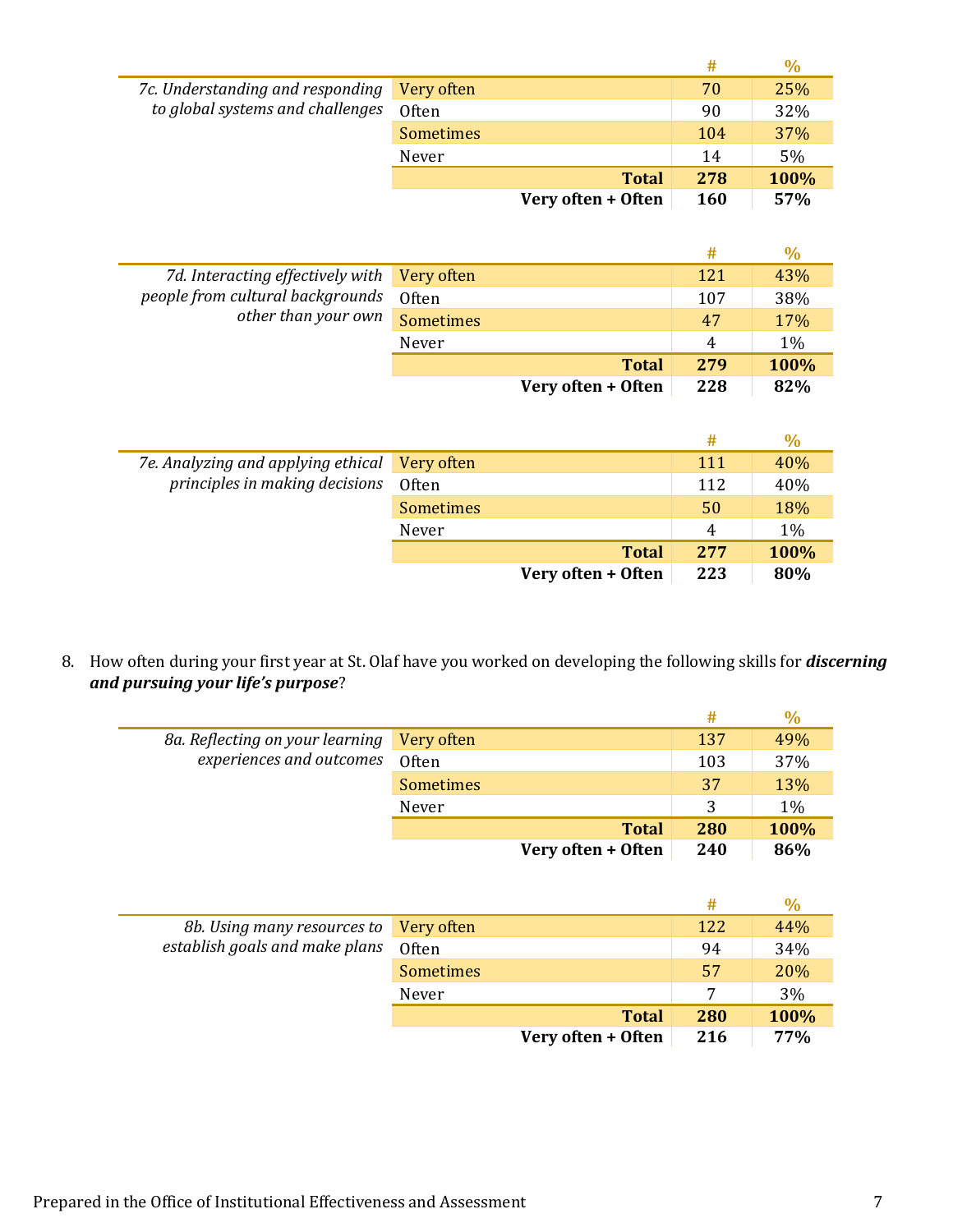| 7c. Understanding and responding to global systems and challenges | | # | % |
|---|---|---|---|
| | Very often | 70 | 25% |
| | Often | 90 | 32% |
| | Sometimes | 104 | 37% |
| | Never | 14 | 5% |
| | **Total** | **278** | **100%** |
| | **Very often + Often** | **160** | **57%** |

| 7d. Interacting effectively with people from cultural backgrounds other than your own | | # | % |
|---|---|---|---|
| | Very often | 121 | 43% |
| | Often | 107 | 38% |
| | Sometimes | 47 | 17% |
| | Never | 4 | 1% |
| | **Total** | **279** | **100%** |
| | **Very often + Often** | **228** | **82%** |

| 7e. Analyzing and applying ethical principles in making decisions | | # | % |
|---|---|---|---|
| | Very often | 111 | 40% |
| | Often | 112 | 40% |
| | Sometimes | 50 | 18% |
| | Never | 4 | 1% |
| | **Total** | **277** | **100%** |
| | **Very often + Often** | **223** | **80%** |

8. How often during your first year at St. Olaf have you worked on developing the following skills for ***discerning and pursuing your life's purpose***?

| 8a. Reflecting on your learning experiences and outcomes | | # | % |
|---|---|---|---|
| | Very often | 137 | 49% |
| | Often | 103 | 37% |
| | Sometimes | 37 | 13% |
| | Never | 3 | 1% |
| | **Total** | **280** | **100%** |
| | **Very often + Often** | **240** | **86%** |

| 8b. Using many resources to establish goals and make plans | | # | % |
|---|---|---|---|
| | Very often | 122 | 44% |
| | Often | 94 | 34% |
| | Sometimes | 57 | 20% |
| | Never | 7 | 3% |
| | **Total** | **280** | **100%** |
| | **Very often + Often** | **216** | **77%** |

Prepared in the Office of Institutional Effectiveness and Assessment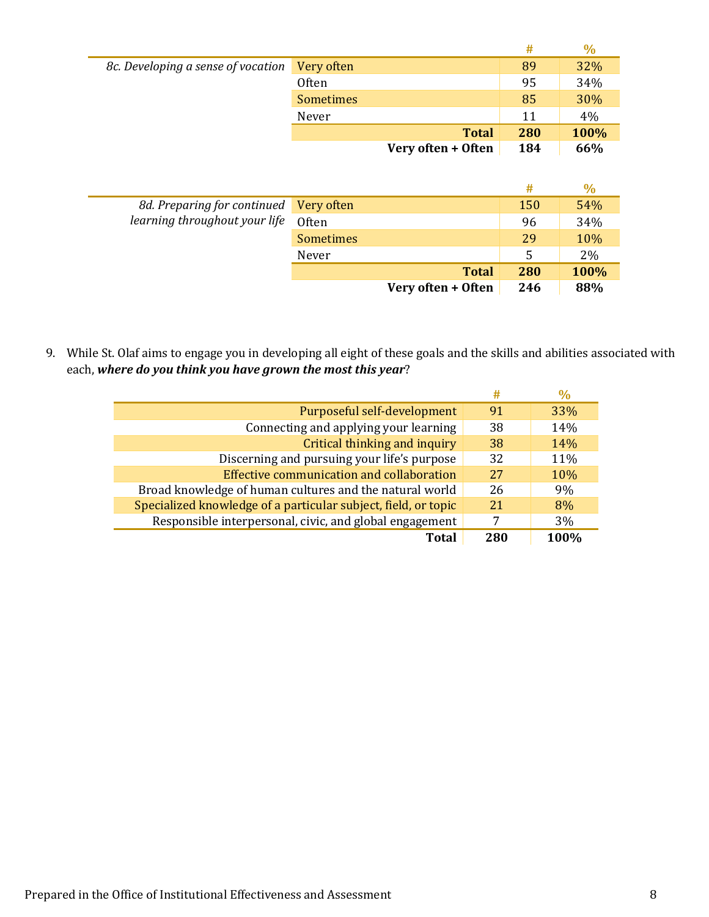| | | # | % |
|---|---|---|---|
| *8c. Developing a sense of vocation* | Very often | 89 | 32% |
| | Often | 95 | 34% |
| | Sometimes | 85 | 30% |
| | Never | 11 | 4% |
| | **Total** | **280** | **100%** |
| | **Very often + Often** | **184** | **66%** |

| | | # | % |
|---|---|---|---|
| *8d. Preparing for continued learning throughout your life* | Very often | 150 | 54% |
| | Often | 96 | 34% |
| | Sometimes | 29 | 10% |
| | Never | 5 | 2% |
| | **Total** | **280** | **100%** |
| | **Very often + Often** | **246** | **88%** |

9. While St. Olaf aims to engage you in developing all eight of these goals and the skills and abilities associated with each, ***where do you think you have grown the most this year***?

| | # | % |
|---|---|---|
| Purposeful self-development | 91 | 33% |
| Connecting and applying your learning | 38 | 14% |
| Critical thinking and inquiry | 38 | 14% |
| Discerning and pursuing your life's purpose | 32 | 11% |
| Effective communication and collaboration | 27 | 10% |
| Broad knowledge of human cultures and the natural world | 26 | 9% |
| Specialized knowledge of a particular subject, field, or topic | 21 | 8% |
| Responsible interpersonal, civic, and global engagement | 7 | 3% |
| **Total** | **280** | **100%** |

Prepared in the Office of Institutional Effectiveness and Assessment